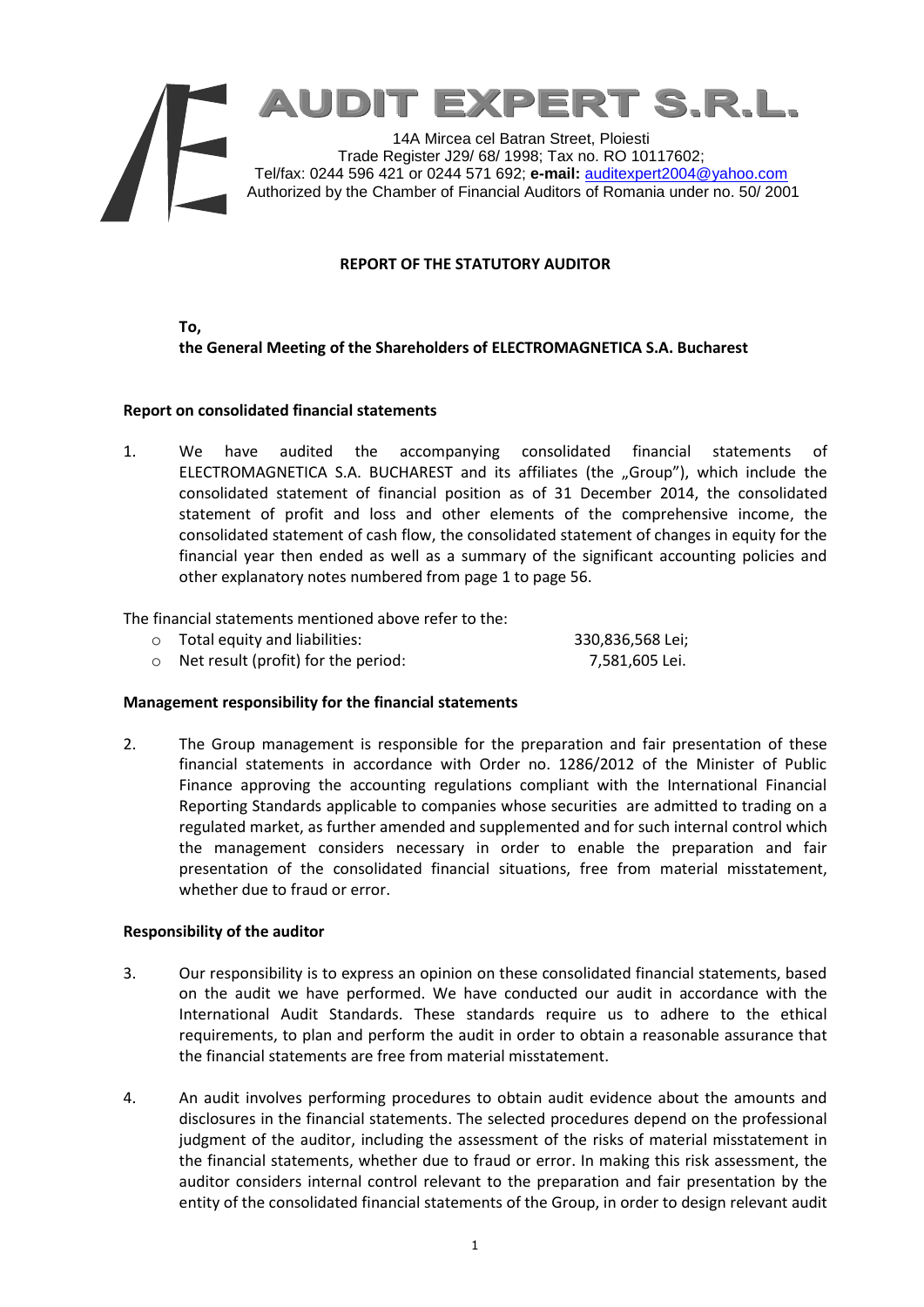# AUDIT EXPERT S.R.L.

14A Mircea cel Batran Street, Ploiesti
Trade Register J29/ 68/ 1998; Tax no. RO 10117602;
Tel/fax: 0244 596 421 or 0244 571 692; **e-mail:** auditexpert2004@yahoo.com
Authorized by the Chamber of Financial Auditors of Romania under no. 50/ 2001

## REPORT OF THE STATUTORY AUDITOR

**To,**
**the General Meeting of the Shareholders of ELECTROMAGNETICA S.A. Bucharest**

### Report on consolidated financial statements

1. We have audited the accompanying consolidated financial statements of ELECTROMAGNETICA S.A. BUCHAREST and its affiliates (the „Group"), which include the consolidated statement of financial position as of 31 December 2014, the consolidated statement of profit and loss and other elements of the comprehensive income, the consolidated statement of cash flow, the consolidated statement of changes in equity for the financial year then ended as well as a summary of the significant accounting policies and other explanatory notes numbered from page 1 to page 56.

The financial statements mentioned above refer to the:

- Total equity and liabilities: 330,836,568 Lei;
- Net result (profit) for the period: 7,581,605 Lei.

### Management responsibility for the financial statements

2. The Group management is responsible for the preparation and fair presentation of these financial statements in accordance with Order no. 1286/2012 of the Minister of Public Finance approving the accounting regulations compliant with the International Financial Reporting Standards applicable to companies whose securities are admitted to trading on a regulated market, as further amended and supplemented and for such internal control which the management considers necessary in order to enable the preparation and fair presentation of the consolidated financial situations, free from material misstatement, whether due to fraud or error.

### Responsibility of the auditor

3. Our responsibility is to express an opinion on these consolidated financial statements, based on the audit we have performed. We have conducted our audit in accordance with the International Audit Standards. These standards require us to adhere to the ethical requirements, to plan and perform the audit in order to obtain a reasonable assurance that the financial statements are free from material misstatement.

4. An audit involves performing procedures to obtain audit evidence about the amounts and disclosures in the financial statements. The selected procedures depend on the professional judgment of the auditor, including the assessment of the risks of material misstatement in the financial statements, whether due to fraud or error. In making this risk assessment, the auditor considers internal control relevant to the preparation and fair presentation by the entity of the consolidated financial statements of the Group, in order to design relevant audit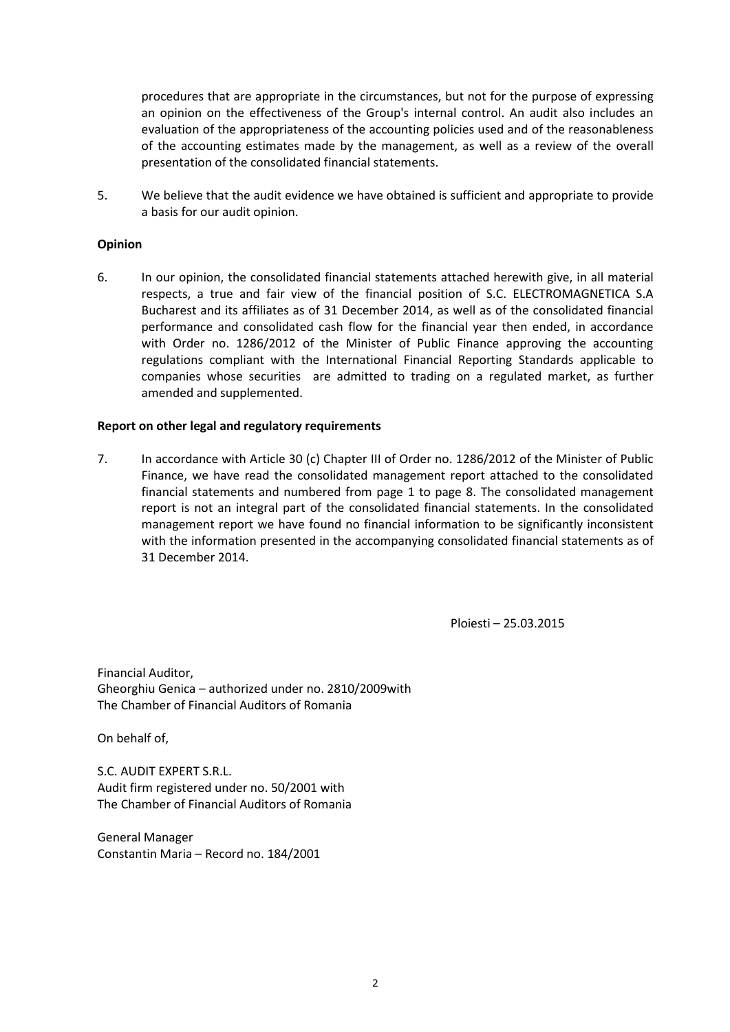procedures that are appropriate in the circumstances, but not for the purpose of expressing an opinion on the effectiveness of the Group's internal control. An audit also includes an evaluation of the appropriateness of the accounting policies used and of the reasonableness of the accounting estimates made by the management, as well as a review of the overall presentation of the consolidated financial statements.

5. We believe that the audit evidence we have obtained is sufficient and appropriate to provide a basis for our audit opinion.

**Opinion**

6. In our opinion, the consolidated financial statements attached herewith give, in all material respects, a true and fair view of the financial position of S.C. ELECTROMAGNETICA S.A Bucharest and its affiliates as of 31 December 2014, as well as of the consolidated financial performance and consolidated cash flow for the financial year then ended, in accordance with Order no. 1286/2012 of the Minister of Public Finance approving the accounting regulations compliant with the International Financial Reporting Standards applicable to companies whose securities are admitted to trading on a regulated market, as further amended and supplemented.

**Report on other legal and regulatory requirements**

7. In accordance with Article 30 (c) Chapter III of Order no. 1286/2012 of the Minister of Public Finance, we have read the consolidated management report attached to the consolidated financial statements and numbered from page 1 to page 8. The consolidated management report is not an integral part of the consolidated financial statements. In the consolidated management report we have found no financial information to be significantly inconsistent with the information presented in the accompanying consolidated financial statements as of 31 December 2014.

Ploiesti – 25.03.2015

Financial Auditor,
Gheorghiu Genica – authorized under no. 2810/2009with
The Chamber of Financial Auditors of Romania

On behalf of,

S.C. AUDIT EXPERT S.R.L.
Audit firm registered under no. 50/2001 with
The Chamber of Financial Auditors of Romania

General Manager
Constantin Maria – Record no. 184/2001